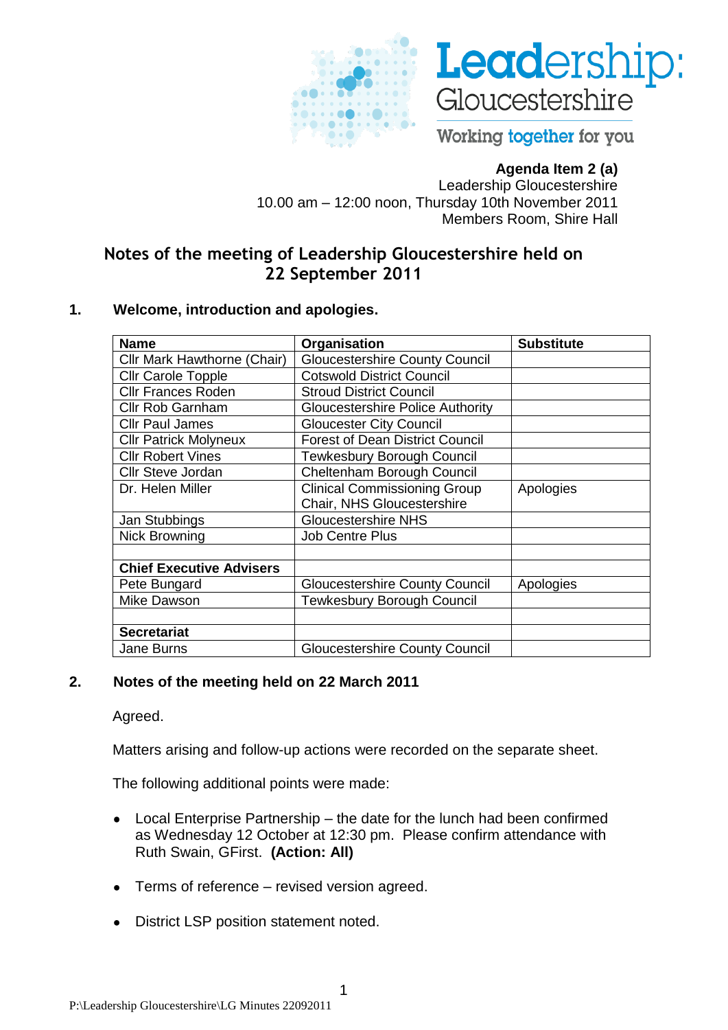Leadership: Gloucestershire

Working together for you

**Agenda Item 2 (a)**
Leadership Gloucestershire
10.00 am – 12:00 noon, Thursday 10th November 2011
Members Room, Shire Hall

## Notes of the meeting of Leadership Gloucestershire held on 22 September 2011

### 1. Welcome, introduction and apologies.

| Name | Organisation | Substitute |
|---|---|---|
| Cllr Mark Hawthorne (Chair) | Gloucestershire County Council | |
| Cllr Carole Topple | Cotswold District Council | |
| Cllr Frances Roden | Stroud District Council | |
| Cllr Rob Garnham | Gloucestershire Police Authority | |
| Cllr Paul James | Gloucester City Council | |
| Cllr Patrick Molyneux | Forest of Dean District Council | |
| Cllr Robert Vines | Tewkesbury Borough Council | |
| Cllr Steve Jordan | Cheltenham Borough Council | |
| Dr. Helen Miller | Clinical Commissioning Group Chair, NHS Gloucestershire | Apologies |
| Jan Stubbings | Gloucestershire NHS | |
| Nick Browning | Job Centre Plus | |
| | | |
| **Chief Executive Advisers** | | |
| Pete Bungard | Gloucestershire County Council | Apologies |
| Mike Dawson | Tewkesbury Borough Council | |
| | | |
| **Secretariat** | | |
| Jane Burns | Gloucestershire County Council | |

### 2. Notes of the meeting held on 22 March 2011

Agreed.

Matters arising and follow-up actions were recorded on the separate sheet.

The following additional points were made:

- Local Enterprise Partnership – the date for the lunch had been confirmed as Wednesday 12 October at 12:30 pm. Please confirm attendance with Ruth Swain, GFirst. **(Action: All)**
- Terms of reference – revised version agreed.
- District LSP position statement noted.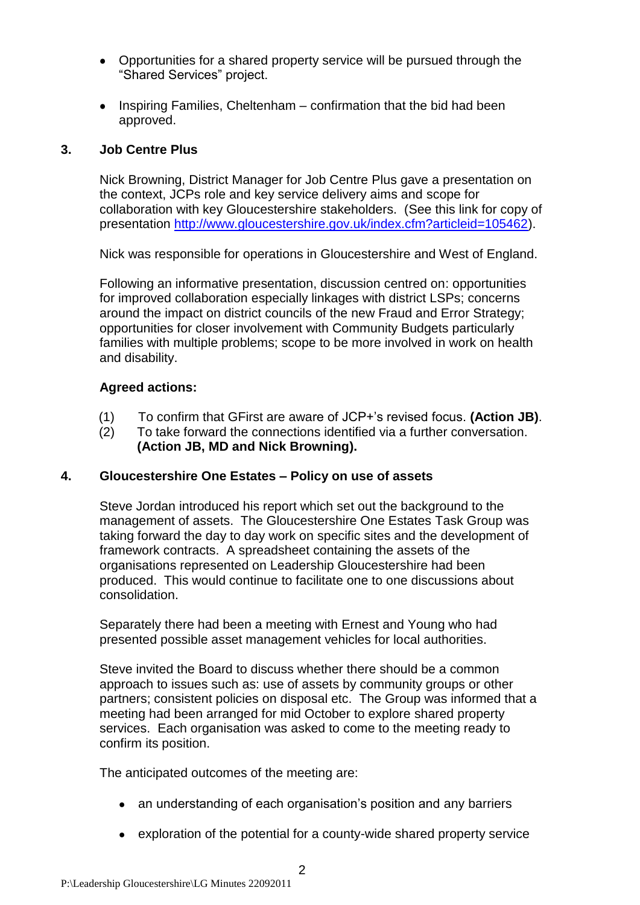- Opportunities for a shared property service will be pursued through the "Shared Services" project.

- Inspiring Families, Cheltenham – confirmation that the bid had been approved.

## 3. Job Centre Plus

Nick Browning, District Manager for Job Centre Plus gave a presentation on the context, JCPs role and key service delivery aims and scope for collaboration with key Gloucestershire stakeholders. (See this link for copy of presentation http://www.gloucestershire.gov.uk/index.cfm?articleid=105462).

Nick was responsible for operations in Gloucestershire and West of England.

Following an informative presentation, discussion centred on: opportunities for improved collaboration especially linkages with district LSPs; concerns around the impact on district councils of the new Fraud and Error Strategy; opportunities for closer involvement with Community Budgets particularly families with multiple problems; scope to be more involved in work on health and disability.

**Agreed actions:**

(1) To confirm that GFirst are aware of JCP+'s revised focus. **(Action JB)**.
(2) To take forward the connections identified via a further conversation. **(Action JB, MD and Nick Browning).**

## 4. Gloucestershire One Estates – Policy on use of assets

Steve Jordan introduced his report which set out the background to the management of assets. The Gloucestershire One Estates Task Group was taking forward the day to day work on specific sites and the development of framework contracts. A spreadsheet containing the assets of the organisations represented on Leadership Gloucestershire had been produced. This would continue to facilitate one to one discussions about consolidation.

Separately there had been a meeting with Ernest and Young who had presented possible asset management vehicles for local authorities.

Steve invited the Board to discuss whether there should be a common approach to issues such as: use of assets by community groups or other partners; consistent policies on disposal etc. The Group was informed that a meeting had been arranged for mid October to explore shared property services. Each organisation was asked to come to the meeting ready to confirm its position.

The anticipated outcomes of the meeting are:

- an understanding of each organisation's position and any barriers

- exploration of the potential for a county-wide shared property service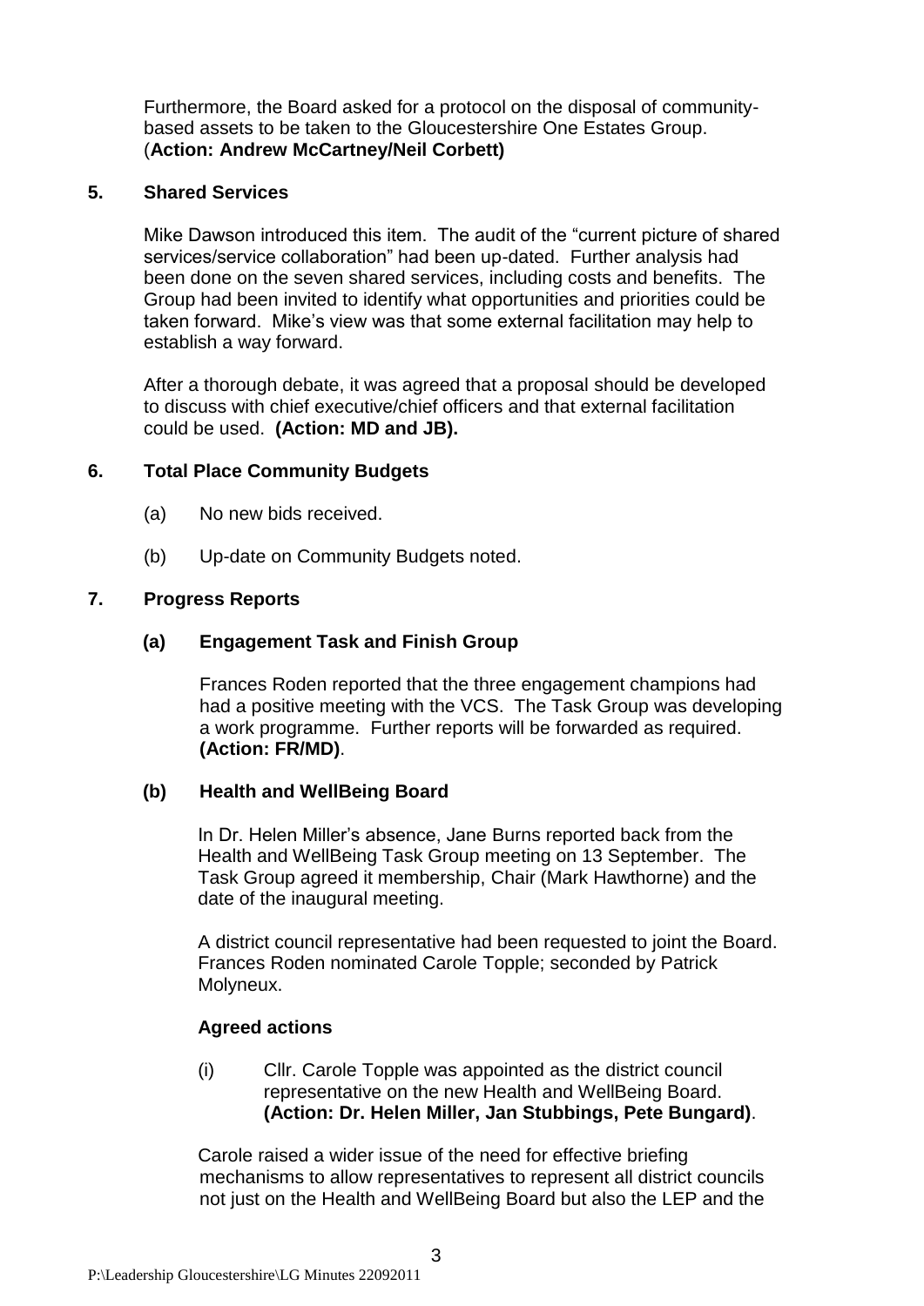Furthermore, the Board asked for a protocol on the disposal of community-based assets to be taken to the Gloucestershire One Estates Group. (**Action: Andrew McCartney/Neil Corbett)**

## 5. Shared Services

Mike Dawson introduced this item. The audit of the "current picture of shared services/service collaboration" had been up-dated. Further analysis had been done on the seven shared services, including costs and benefits. The Group had been invited to identify what opportunities and priorities could be taken forward. Mike's view was that some external facilitation may help to establish a way forward.

After a thorough debate, it was agreed that a proposal should be developed to discuss with chief executive/chief officers and that external facilitation could be used. **(Action: MD and JB).**

## 6. Total Place Community Budgets

(a) No new bids received.

(b) Up-date on Community Budgets noted.

## 7. Progress Reports

### (a) Engagement Task and Finish Group

Frances Roden reported that the three engagement champions had had a positive meeting with the VCS. The Task Group was developing a work programme. Further reports will be forwarded as required. **(Action: FR/MD)**.

### (b) Health and WellBeing Board

In Dr. Helen Miller's absence, Jane Burns reported back from the Health and WellBeing Task Group meeting on 13 September. The Task Group agreed it membership, Chair (Mark Hawthorne) and the date of the inaugural meeting.

A district council representative had been requested to joint the Board. Frances Roden nominated Carole Topple; seconded by Patrick Molyneux.

**Agreed actions**

(i) Cllr. Carole Topple was appointed as the district council representative on the new Health and WellBeing Board. **(Action: Dr. Helen Miller, Jan Stubbings, Pete Bungard)**.

Carole raised a wider issue of the need for effective briefing mechanisms to allow representatives to represent all district councils not just on the Health and WellBeing Board but also the LEP and the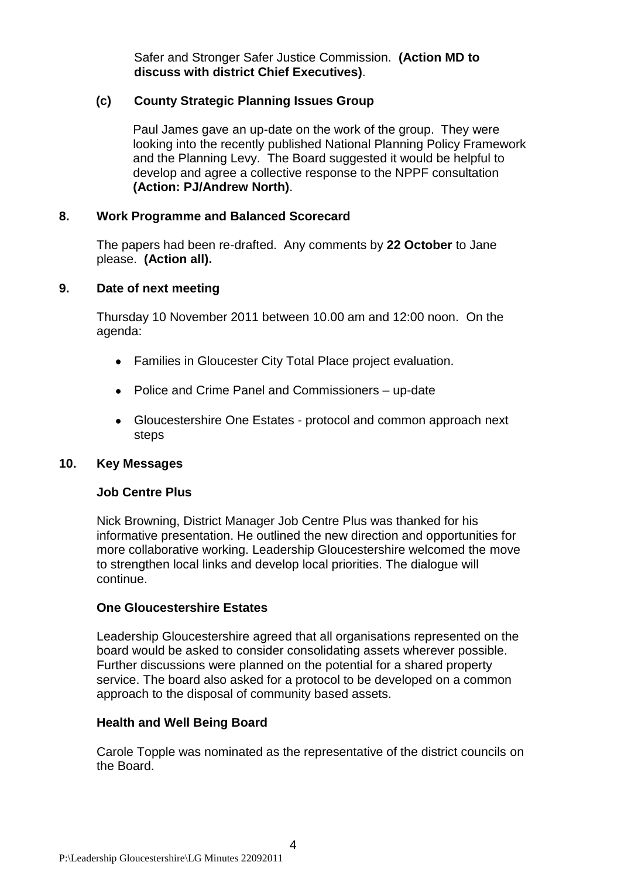Safer and Stronger Safer Justice Commission. **(Action MD to discuss with district Chief Executives)**.

### (c) County Strategic Planning Issues Group

Paul James gave an up-date on the work of the group. They were looking into the recently published National Planning Policy Framework and the Planning Levy. The Board suggested it would be helpful to develop and agree a collective response to the NPPF consultation **(Action: PJ/Andrew North)**.

## 8. Work Programme and Balanced Scorecard

The papers had been re-drafted. Any comments by **22 October** to Jane please. **(Action all).**

## 9. Date of next meeting

Thursday 10 November 2011 between 10.00 am and 12:00 noon. On the agenda:

- Families in Gloucester City Total Place project evaluation.
- Police and Crime Panel and Commissioners – up-date
- Gloucestershire One Estates - protocol and common approach next steps

## 10. Key Messages

### Job Centre Plus

Nick Browning, District Manager Job Centre Plus was thanked for his informative presentation. He outlined the new direction and opportunities for more collaborative working. Leadership Gloucestershire welcomed the move to strengthen local links and develop local priorities. The dialogue will continue.

### One Gloucestershire Estates

Leadership Gloucestershire agreed that all organisations represented on the board would be asked to consider consolidating assets wherever possible. Further discussions were planned on the potential for a shared property service. The board also asked for a protocol to be developed on a common approach to the disposal of community based assets.

### Health and Well Being Board

Carole Topple was nominated as the representative of the district councils on the Board.